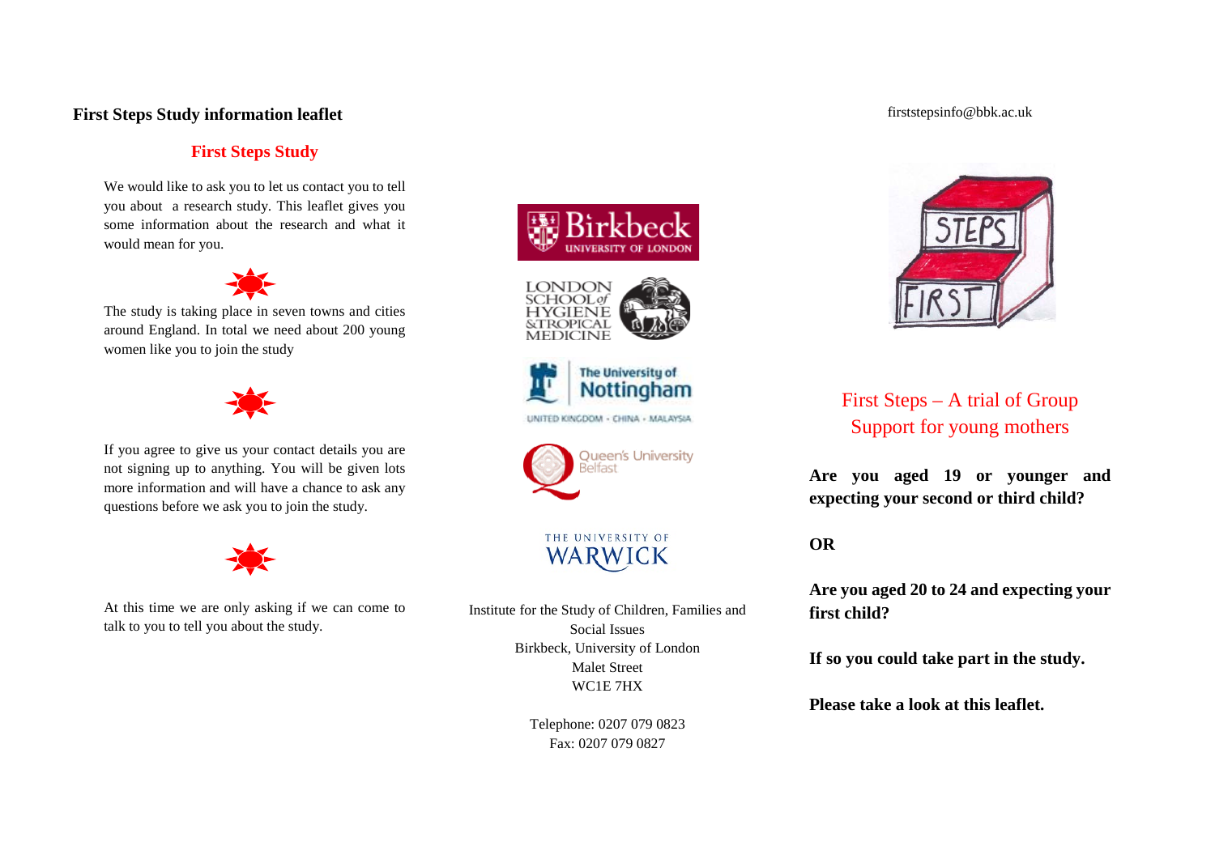# First Steps Study information leaflet

## First Steps Study

We would like to ask you to let us contact you to tell you about a research study. This leaflet gives you some information about the research and what it would mean for you.

The study is taking place in seven towns and cities around England. In total we need about 200 young women like you to join the study

If you agree to give us your contact details you are not signing up to anything. You will be given lots more information and will have a chance to ask any questions before we ask you to join the study.

At this time we are only asking if we can come to talk to you to tell you about the study.

Birkbeck University of London

London School of Hygiene & Tropical Medicine

The University of Nottingham
UNITED KINGDOM · CHINA · MALAYSIA

Queen's University Belfast

The University of Warwick

Institute for the Study of Children, Families and Social Issues
Birkbeck, University of London
Malet Street
WC1E 7HX

Telephone: 0207 079 0823
Fax: 0207 079 0827

firststepsinfo@bbk.ac.uk

## First Steps – A trial of Group Support for young mothers

**Are you aged 19 or younger and expecting your second or third child?**

**OR**

**Are you aged 20 to 24 and expecting your first child?**

**If so you could take part in the study.**

**Please take a look at this leaflet.**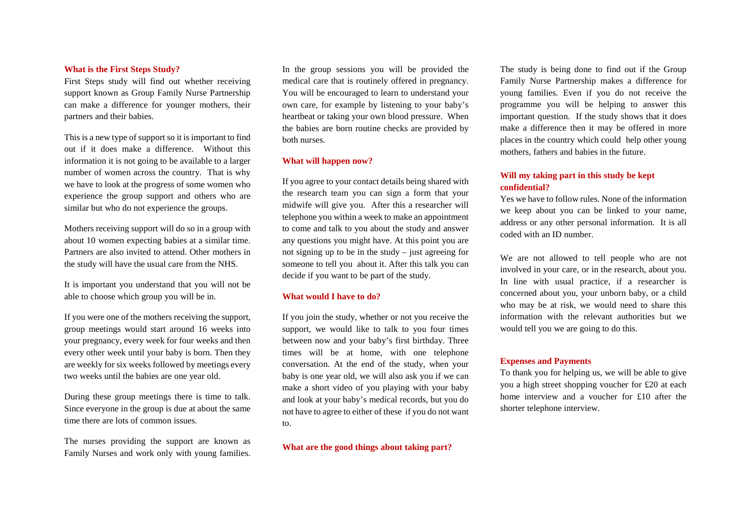### What is the First Steps Study?

First Steps study will find out whether receiving support known as Group Family Nurse Partnership can make a difference for younger mothers, their partners and their babies.

This is a new type of support so it is important to find out if it does make a difference. Without this information it is not going to be available to a larger number of women across the country. That is why we have to look at the progress of some women who experience the group support and others who are similar but who do not experience the groups.

Mothers receiving support will do so in a group with about 10 women expecting babies at a similar time. Partners are also invited to attend. Other mothers in the study will have the usual care from the NHS.

It is important you understand that you will not be able to choose which group you will be in.

If you were one of the mothers receiving the support, group meetings would start around 16 weeks into your pregnancy, every week for four weeks and then every other week until your baby is born. Then they are weekly for six weeks followed by meetings every two weeks until the babies are one year old.

During these group meetings there is time to talk. Since everyone in the group is due at about the same time there are lots of common issues.

The nurses providing the support are known as Family Nurses and work only with young families.

In the group sessions you will be provided the medical care that is routinely offered in pregnancy. You will be encouraged to learn to understand your own care, for example by listening to your baby's heartbeat or taking your own blood pressure. When the babies are born routine checks are provided by both nurses.

### What will happen now?

If you agree to your contact details being shared with the research team you can sign a form that your midwife will give you. After this a researcher will telephone you within a week to make an appointment to come and talk to you about the study and answer any questions you might have. At this point you are not signing up to be in the study – just agreeing for someone to tell you about it. After this talk you can decide if you want to be part of the study.

### What would I have to do?

If you join the study, whether or not you receive the support, we would like to talk to you four times between now and your baby's first birthday. Three times will be at home, with one telephone conversation. At the end of the study, when your baby is one year old, we will also ask you if we can make a short video of you playing with your baby and look at your baby's medical records, but you do not have to agree to either of these if you do not want to.

### What are the good things about taking part?

The study is being done to find out if the Group Family Nurse Partnership makes a difference for young families. Even if you do not receive the programme you will be helping to answer this important question. If the study shows that it does make a difference then it may be offered in more places in the country which could help other young mothers, fathers and babies in the future.

### Will my taking part in this study be kept confidential?

Yes we have to follow rules. None of the information we keep about you can be linked to your name, address or any other personal information. It is all coded with an ID number.

We are not allowed to tell people who are not involved in your care, or in the research, about you. In line with usual practice, if a researcher is concerned about you, your unborn baby, or a child who may be at risk, we would need to share this information with the relevant authorities but we would tell you we are going to do this.

### Expenses and Payments

To thank you for helping us, we will be able to give you a high street shopping voucher for £20 at each home interview and a voucher for £10 after the shorter telephone interview.